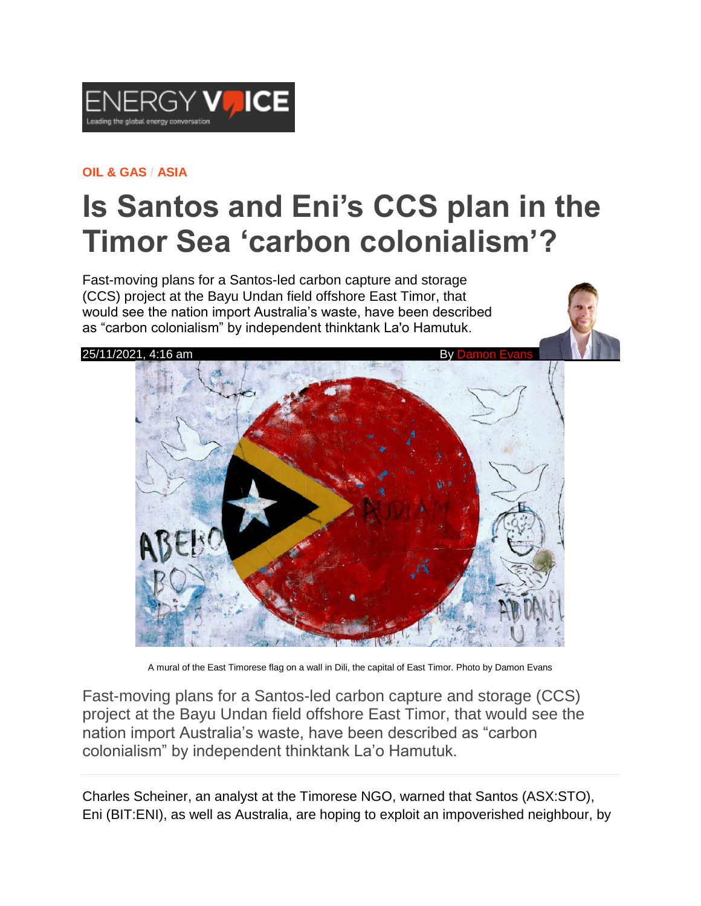ENERGY VOICE
Leading the global energy conversation

**OIL & GAS / ASIA**

# Is Santos and Eni's CCS plan in the Timor Sea 'carbon colonialism'?

Fast-moving plans for a Santos-led carbon capture and storage (CCS) project at the Bayu Undan field offshore East Timor, that would see the nation import Australia's waste, have been described as "carbon colonialism" by independent thinktank La'o Hamutuk.

25/11/2021, 4:16 am By Damon Evans

A mural of the East Timorese flag on a wall in Dili, the capital of East Timor. Photo by Damon Evans

Fast-moving plans for a Santos-led carbon capture and storage (CCS) project at the Bayu Undan field offshore East Timor, that would see the nation import Australia's waste, have been described as "carbon colonialism" by independent thinktank La'o Hamutuk.

Charles Scheiner, an analyst at the Timorese NGO, warned that Santos (ASX:STO), Eni (BIT:ENI), as well as Australia, are hoping to exploit an impoverished neighbour, by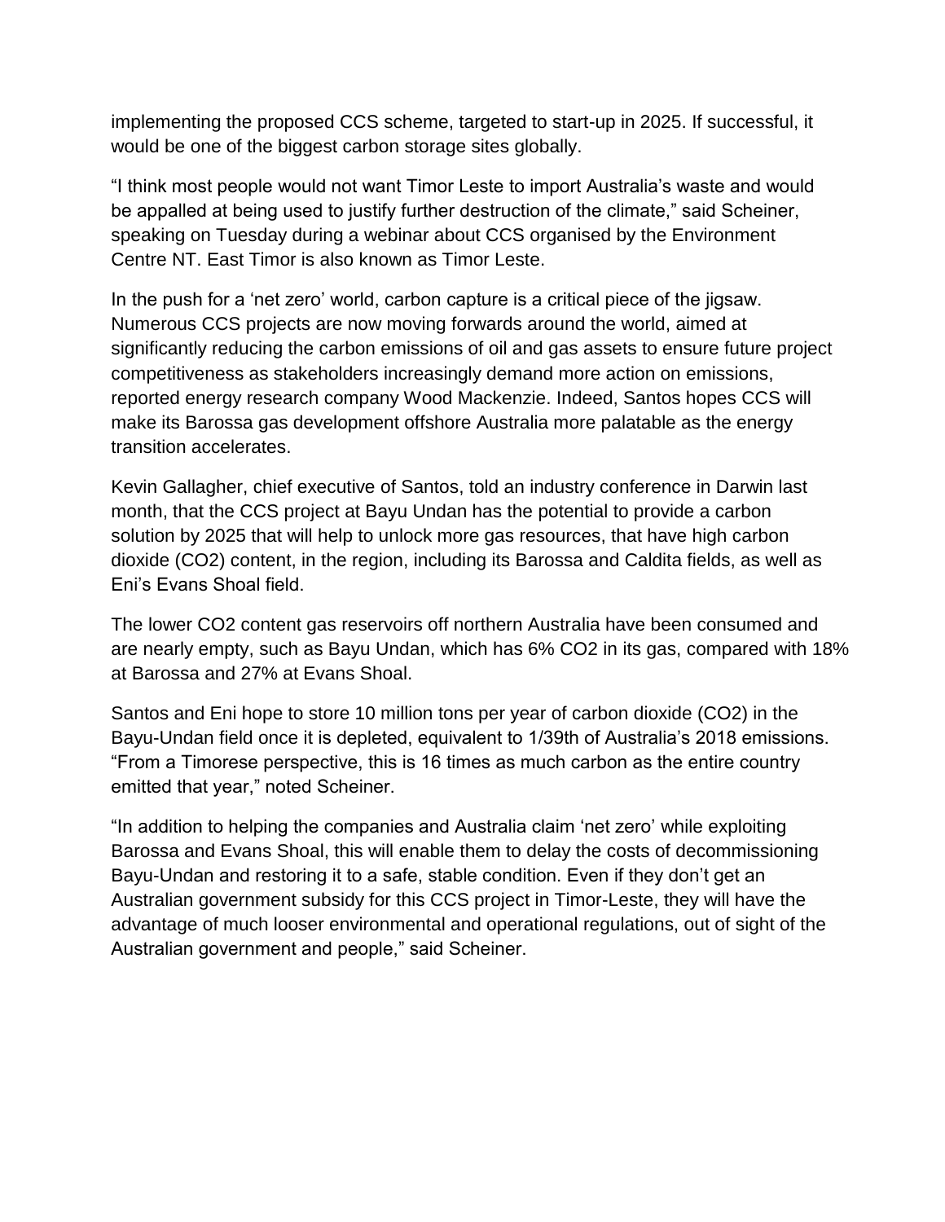implementing the proposed CCS scheme, targeted to start-up in 2025. If successful, it would be one of the biggest carbon storage sites globally.

"I think most people would not want Timor Leste to import Australia's waste and would be appalled at being used to justify further destruction of the climate," said Scheiner, speaking on Tuesday during a webinar about CCS organised by the Environment Centre NT. East Timor is also known as Timor Leste.

In the push for a 'net zero' world, carbon capture is a critical piece of the jigsaw. Numerous CCS projects are now moving forwards around the world, aimed at significantly reducing the carbon emissions of oil and gas assets to ensure future project competitiveness as stakeholders increasingly demand more action on emissions, reported energy research company Wood Mackenzie. Indeed, Santos hopes CCS will make its Barossa gas development offshore Australia more palatable as the energy transition accelerates.

Kevin Gallagher, chief executive of Santos, told an industry conference in Darwin last month, that the CCS project at Bayu Undan has the potential to provide a carbon solution by 2025 that will help to unlock more gas resources, that have high carbon dioxide ($CO_2$) content, in the region, including its Barossa and Caldita fields, as well as Eni's Evans Shoal field.

The lower $CO_2$ content gas reservoirs off northern Australia have been consumed and are nearly empty, such as Bayu Undan, which has 6% $CO_2$ in its gas, compared with 18% at Barossa and 27% at Evans Shoal.

Santos and Eni hope to store 10 million tons per year of carbon dioxide ($CO_2$) in the Bayu-Undan field once it is depleted, equivalent to 1/39th of Australia's 2018 emissions. "From a Timorese perspective, this is 16 times as much carbon as the entire country emitted that year," noted Scheiner.

"In addition to helping the companies and Australia claim 'net zero' while exploiting Barossa and Evans Shoal, this will enable them to delay the costs of decommissioning Bayu-Undan and restoring it to a safe, stable condition. Even if they don't get an Australian government subsidy for this CCS project in Timor-Leste, they will have the advantage of much looser environmental and operational regulations, out of sight of the Australian government and people," said Scheiner.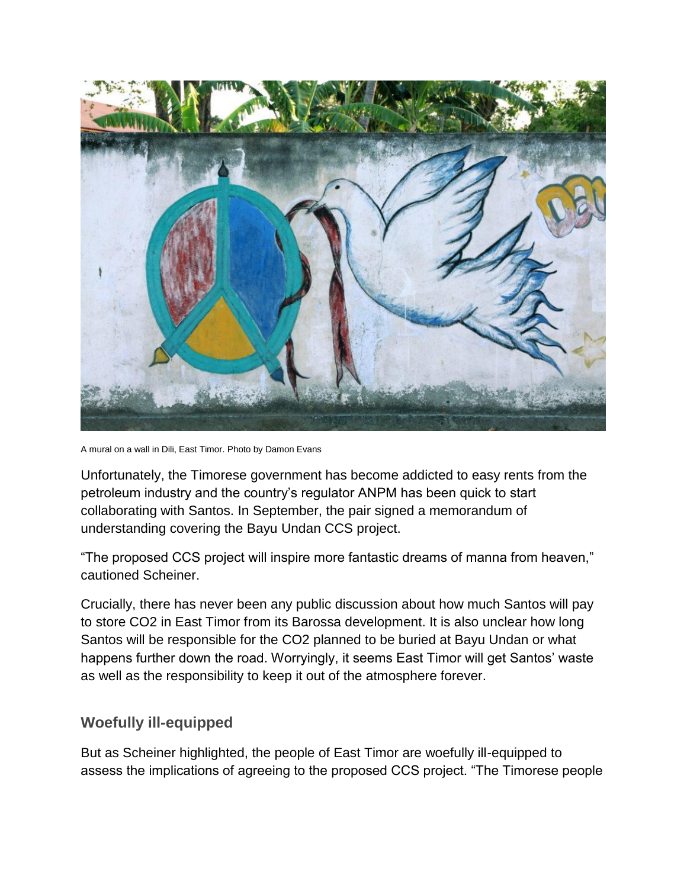A mural on a wall in Dili, East Timor. Photo by Damon Evans

Unfortunately, the Timorese government has become addicted to easy rents from the petroleum industry and the country's regulator ANPM has been quick to start collaborating with Santos. In September, the pair signed a memorandum of understanding covering the Bayu Undan CCS project.

"The proposed CCS project will inspire more fantastic dreams of manna from heaven," cautioned Scheiner.

Crucially, there has never been any public discussion about how much Santos will pay to store $CO_2$ in East Timor from its Barossa development. It is also unclear how long Santos will be responsible for the $CO_2$ planned to be buried at Bayu Undan or what happens further down the road. Worryingly, it seems East Timor will get Santos' waste as well as the responsibility to keep it out of the atmosphere forever.

## Woefully ill-equipped

But as Scheiner highlighted, the people of East Timor are woefully ill-equipped to assess the implications of agreeing to the proposed CCS project. "The Timorese people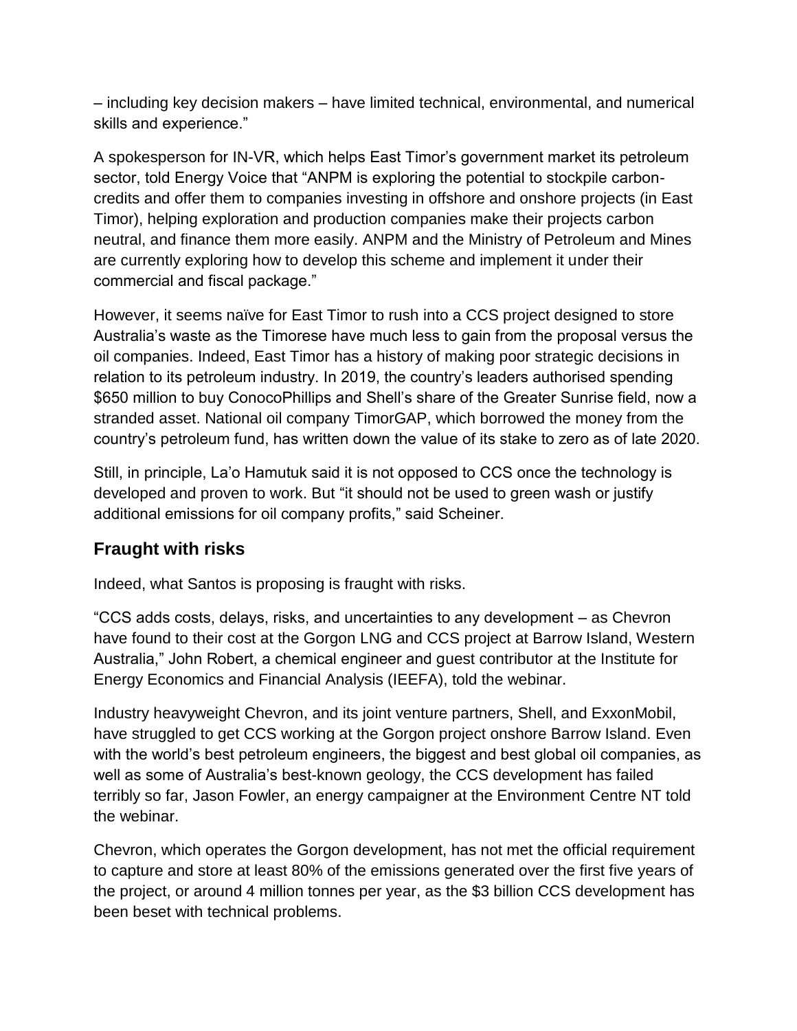– including key decision makers – have limited technical, environmental, and numerical skills and experience."

A spokesperson for IN-VR, which helps East Timor's government market its petroleum sector, told Energy Voice that "ANPM is exploring the potential to stockpile carbon-credits and offer them to companies investing in offshore and onshore projects (in East Timor), helping exploration and production companies make their projects carbon neutral, and finance them more easily. ANPM and the Ministry of Petroleum and Mines are currently exploring how to develop this scheme and implement it under their commercial and fiscal package."

However, it seems naïve for East Timor to rush into a CCS project designed to store Australia's waste as the Timorese have much less to gain from the proposal versus the oil companies. Indeed, East Timor has a history of making poor strategic decisions in relation to its petroleum industry. In 2019, the country's leaders authorised spending $650 million to buy ConocoPhillips and Shell's share of the Greater Sunrise field, now a stranded asset. National oil company TimorGAP, which borrowed the money from the country's petroleum fund, has written down the value of its stake to zero as of late 2020.

Still, in principle, La'o Hamutuk said it is not opposed to CCS once the technology is developed and proven to work. But "it should not be used to green wash or justify additional emissions for oil company profits," said Scheiner.

## Fraught with risks

Indeed, what Santos is proposing is fraught with risks.

"CCS adds costs, delays, risks, and uncertainties to any development – as Chevron have found to their cost at the Gorgon LNG and CCS project at Barrow Island, Western Australia," John Robert, a chemical engineer and guest contributor at the Institute for Energy Economics and Financial Analysis (IEEFA), told the webinar.

Industry heavyweight Chevron, and its joint venture partners, Shell, and ExxonMobil, have struggled to get CCS working at the Gorgon project onshore Barrow Island. Even with the world's best petroleum engineers, the biggest and best global oil companies, as well as some of Australia's best-known geology, the CCS development has failed terribly so far, Jason Fowler, an energy campaigner at the Environment Centre NT told the webinar.

Chevron, which operates the Gorgon development, has not met the official requirement to capture and store at least 80% of the emissions generated over the first five years of the project, or around 4 million tonnes per year, as the $3 billion CCS development has been beset with technical problems.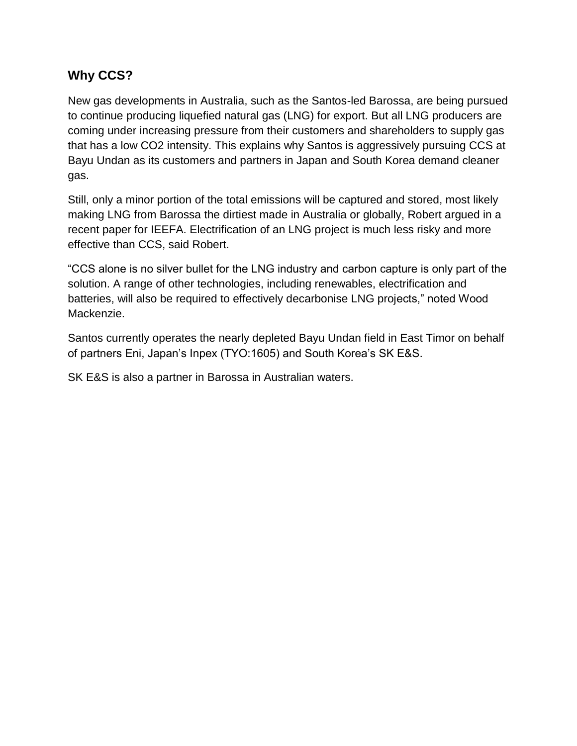## Why CCS?

New gas developments in Australia, such as the Santos-led Barossa, are being pursued to continue producing liquefied natural gas (LNG) for export. But all LNG producers are coming under increasing pressure from their customers and shareholders to supply gas that has a low $CO_2$ intensity. This explains why Santos is aggressively pursuing CCS at Bayu Undan as its customers and partners in Japan and South Korea demand cleaner gas.

Still, only a minor portion of the total emissions will be captured and stored, most likely making LNG from Barossa the dirtiest made in Australia or globally, Robert argued in a recent paper for IEEFA. Electrification of an LNG project is much less risky and more effective than CCS, said Robert.

"CCS alone is no silver bullet for the LNG industry and carbon capture is only part of the solution. A range of other technologies, including renewables, electrification and batteries, will also be required to effectively decarbonise LNG projects," noted Wood Mackenzie.

Santos currently operates the nearly depleted Bayu Undan field in East Timor on behalf of partners Eni, Japan's Inpex (TYO:1605) and South Korea's SK E&S.

SK E&S is also a partner in Barossa in Australian waters.